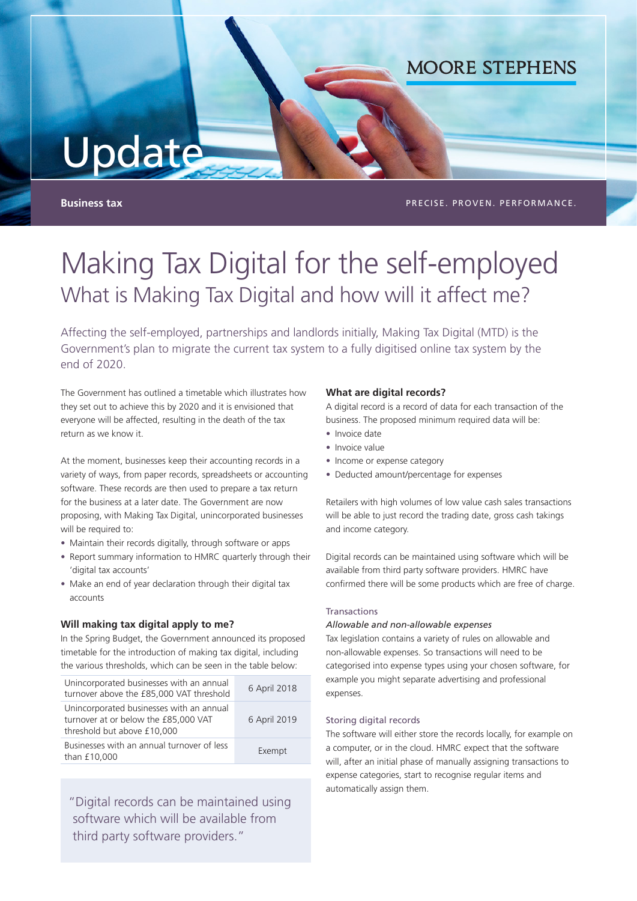MOORE STEPHENS

Update

**Business tax**

PRECISE. PROVEN. PERFORMANCE.

# Making Tax Digital for the self-employed

## What is Making Tax Digital and how will it affect me?

Affecting the self-employed, partnerships and landlords initially, Making Tax Digital (MTD) is the Government's plan to migrate the current tax system to a fully digitised online tax system by the end of 2020.

The Government has outlined a timetable which illustrates how they set out to achieve this by 2020 and it is envisioned that everyone will be affected, resulting in the death of the tax return as we know it.

At the moment, businesses keep their accounting records in a variety of ways, from paper records, spreadsheets or accounting software. These records are then used to prepare a tax return for the business at a later date. The Government are now proposing, with Making Tax Digital, unincorporated businesses will be required to:

- Maintain their records digitally, through software or apps
- Report summary information to HMRC quarterly through their 'digital tax accounts'
- Make an end of year declaration through their digital tax accounts

### Will making tax digital apply to me?

In the Spring Budget, the Government announced its proposed timetable for the introduction of making tax digital, including the various thresholds, which can be seen in the table below:

| | |
|---|---|
| Unincorporated businesses with an annual turnover above the £85,000 VAT threshold | 6 April 2018 |
| Unincorporated businesses with an annual turnover at or below the £85,000 VAT threshold but above £10,000 | 6 April 2019 |
| Businesses with an annual turnover of less than £10,000 | Exempt |

"Digital records can be maintained using software which will be available from third party software providers."

### What are digital records?

A digital record is a record of data for each transaction of the business. The proposed minimum required data will be:

- Invoice date
- Invoice value
- Income or expense category
- Deducted amount/percentage for expenses

Retailers with high volumes of low value cash sales transactions will be able to just record the trading date, gross cash takings and income category.

Digital records can be maintained using software which will be available from third party software providers. HMRC have confirmed there will be some products which are free of charge.

#### Transactions

*Allowable and non-allowable expenses*

Tax legislation contains a variety of rules on allowable and non-allowable expenses. So transactions will need to be categorised into expense types using your chosen software, for example you might separate advertising and professional expenses.

#### Storing digital records

The software will either store the records locally, for example on a computer, or in the cloud. HMRC expect that the software will, after an initial phase of manually assigning transactions to expense categories, start to recognise regular items and automatically assign them.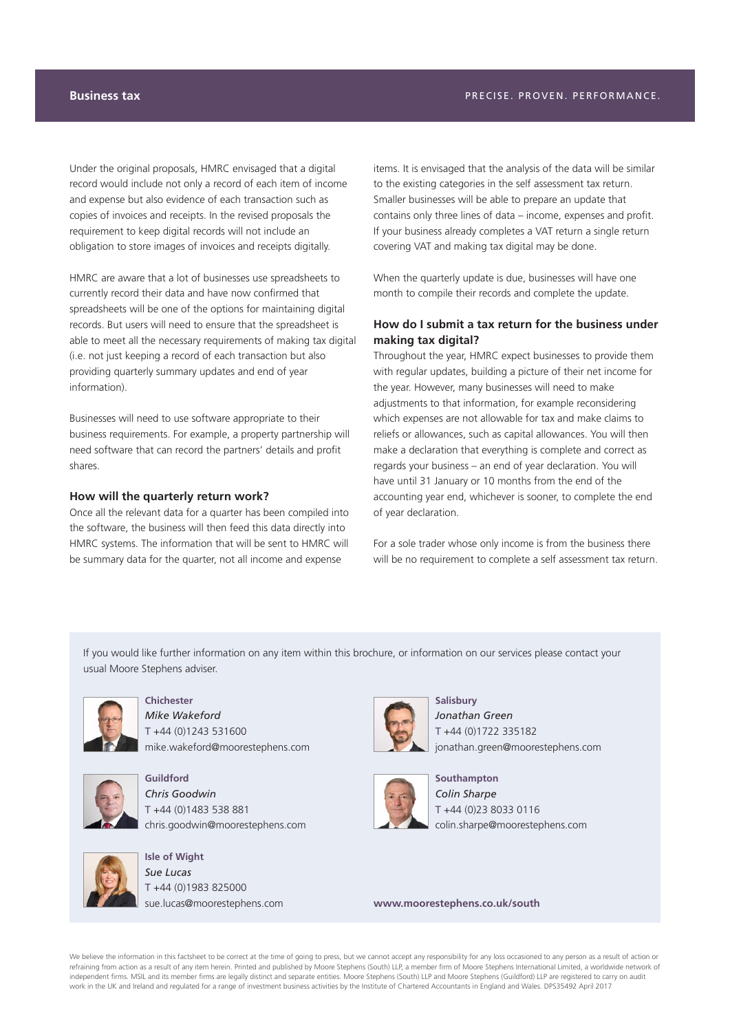Under the original proposals, HMRC envisaged that a digital record would include not only a record of each item of income and expense but also evidence of each transaction such as copies of invoices and receipts. In the revised proposals the requirement to keep digital records will not include an obligation to store images of invoices and receipts digitally.

HMRC are aware that a lot of businesses use spreadsheets to currently record their data and have now confirmed that spreadsheets will be one of the options for maintaining digital records. But users will need to ensure that the spreadsheet is able to meet all the necessary requirements of making tax digital (i.e. not just keeping a record of each transaction but also providing quarterly summary updates and end of year information).

Businesses will need to use software appropriate to their business requirements. For example, a property partnership will need software that can record the partners' details and profit shares.

### How will the quarterly return work?

Once all the relevant data for a quarter has been compiled into the software, the business will then feed this data directly into HMRC systems. The information that will be sent to HMRC will be summary data for the quarter, not all income and expense items. It is envisaged that the analysis of the data will be similar to the existing categories in the self assessment tax return. Smaller businesses will be able to prepare an update that contains only three lines of data – income, expenses and profit. If your business already completes a VAT return a single return covering VAT and making tax digital may be done.

When the quarterly update is due, businesses will have one month to compile their records and complete the update.

### How do I submit a tax return for the business under making tax digital?

Throughout the year, HMRC expect businesses to provide them with regular updates, building a picture of their net income for the year. However, many businesses will need to make adjustments to that information, for example reconsidering which expenses are not allowable for tax and make claims to reliefs or allowances, such as capital allowances. You will then make a declaration that everything is complete and correct as regards your business – an end of year declaration. You will have until 31 January or 10 months from the end of the accounting year end, whichever is sooner, to complete the end of year declaration.

For a sole trader whose only income is from the business there will be no requirement to complete a self assessment tax return.

If you would like further information on any item within this brochure, or information on our services please contact your usual Moore Stephens adviser.

**Chichester**
*Mike Wakeford*
T +44 (0)1243 531600
mike.wakeford@moorestephens.com

**Guildford**
*Chris Goodwin*
T +44 (0)1483 538 881
chris.goodwin@moorestephens.com

**Isle of Wight**
*Sue Lucas*
T +44 (0)1983 825000
sue.lucas@moorestephens.com

**Salisbury**
*Jonathan Green*
T +44 (0)1722 335182
jonathan.green@moorestephens.com

**Southampton**
*Colin Sharpe*
T +44 (0)23 8033 0116
colin.sharpe@moorestephens.com

**www.moorestephens.co.uk/south**

We believe the information in this factsheet to be correct at the time of going to press, but we cannot accept any responsibility for any loss occasioned to any person as a result of action or refraining from action as a result of any item herein. Printed and published by Moore Stephens (South) LLP, a member firm of Moore Stephens International Limited, a worldwide network of independent firms. MSIL and its member firms are legally distinct and separate entities. Moore Stephens (South) LLP and Moore Stephens (Guildford) LLP are registered to carry on audit work in the UK and Ireland and regulated for a range of investment business activities by the Institute of Chartered Accountants in England and Wales. DPS35492 April 2017